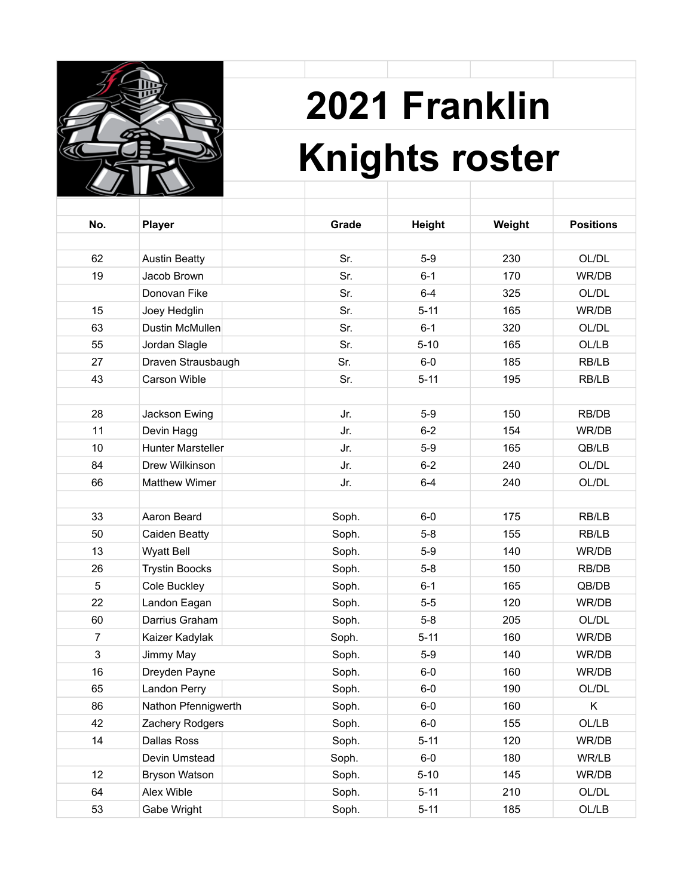# 2021 Franklin Knights roster

| No. | Player | Grade | Height | Weight | Positions |
|---|---|---|---|---|---|
| 62 | Austin Beatty | Sr. | 5-9 | 230 | OL/DL |
| 19 | Jacob Brown | Sr. | 6-1 | 170 | WR/DB |
| | Donovan Fike | Sr. | 6-4 | 325 | OL/DL |
| 15 | Joey Hedglin | Sr. | 5-11 | 165 | WR/DB |
| 63 | Dustin McMullen | Sr. | 6-1 | 320 | OL/DL |
| 55 | Jordan Slagle | Sr. | 5-10 | 165 | OL/LB |
| 27 | Draven Strausbaugh | Sr. | 6-0 | 185 | RB/LB |
| 43 | Carson Wible | Sr. | 5-11 | 195 | RB/LB |
| | | | | | |
| 28 | Jackson Ewing | Jr. | 5-9 | 150 | RB/DB |
| 11 | Devin Hagg | Jr. | 6-2 | 154 | WR/DB |
| 10 | Hunter Marsteller | Jr. | 5-9 | 165 | QB/LB |
| 84 | Drew Wilkinson | Jr. | 6-2 | 240 | OL/DL |
| 66 | Matthew Wimer | Jr. | 6-4 | 240 | OL/DL |
| | | | | | |
| 33 | Aaron Beard | Soph. | 6-0 | 175 | RB/LB |
| 50 | Caiden Beatty | Soph. | 5-8 | 155 | RB/LB |
| 13 | Wyatt Bell | Soph. | 5-9 | 140 | WR/DB |
| 26 | Trystin Boocks | Soph. | 5-8 | 150 | RB/DB |
| 5 | Cole Buckley | Soph. | 6-1 | 165 | QB/DB |
| 22 | Landon Eagan | Soph. | 5-5 | 120 | WR/DB |
| 60 | Darrius Graham | Soph. | 5-8 | 205 | OL/DL |
| 7 | Kaizer Kadylak | Soph. | 5-11 | 160 | WR/DB |
| 3 | Jimmy May | Soph. | 5-9 | 140 | WR/DB |
| 16 | Dreyden Payne | Soph. | 6-0 | 160 | WR/DB |
| 65 | Landon Perry | Soph. | 6-0 | 190 | OL/DL |
| 86 | Nathon Pfennigwerth | Soph. | 6-0 | 160 | K |
| 42 | Zachery Rodgers | Soph. | 6-0 | 155 | OL/LB |
| 14 | Dallas Ross | Soph. | 5-11 | 120 | WR/DB |
| | Devin Umstead | Soph. | 6-0 | 180 | WR/LB |
| 12 | Bryson Watson | Soph. | 5-10 | 145 | WR/DB |
| 64 | Alex Wible | Soph. | 5-11 | 210 | OL/DL |
| 53 | Gabe Wright | Soph. | 5-11 | 185 | OL/LB |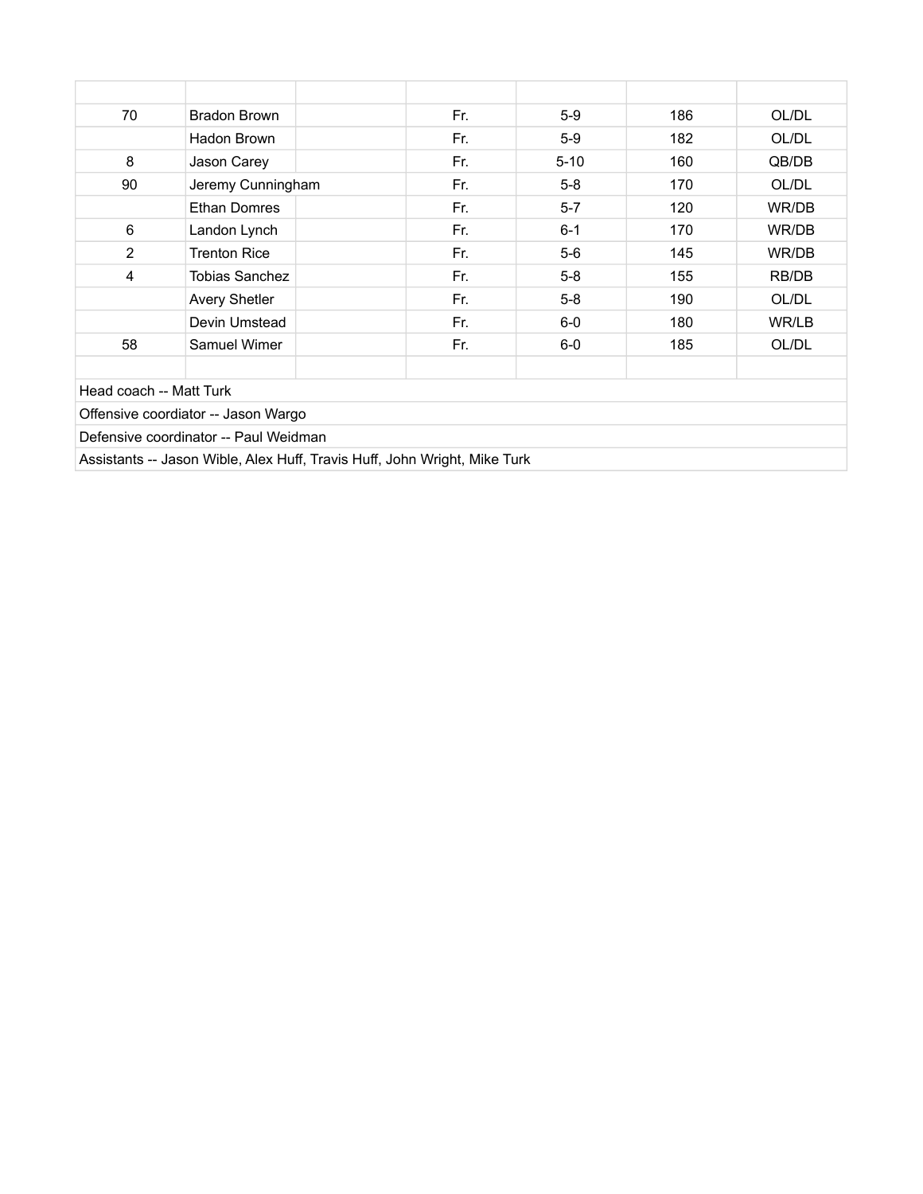| | | | | | | |
|---|---|---|---|---|---|---|
| 70 | Bradon Brown | | Fr. | 5-9 | 186 | OL/DL |
| | Hadon Brown | | Fr. | 5-9 | 182 | OL/DL |
| 8 | Jason Carey | | Fr. | 5-10 | 160 | QB/DB |
| 90 | Jeremy Cunningham | | Fr. | 5-8 | 170 | OL/DL |
| | Ethan Domres | | Fr. | 5-7 | 120 | WR/DB |
| 6 | Landon Lynch | | Fr. | 6-1 | 170 | WR/DB |
| 2 | Trenton Rice | | Fr. | 5-6 | 145 | WR/DB |
| 4 | Tobias Sanchez | | Fr. | 5-8 | 155 | RB/DB |
| | Avery Shetler | | Fr. | 5-8 | 190 | OL/DL |
| | Devin Umstead | | Fr. | 6-0 | 180 | WR/LB |
| 58 | Samuel Wimer | | Fr. | 6-0 | 185 | OL/DL |
| | | | | | | |
| Head coach -- Matt Turk | | | | | | |
| Offensive coordiator -- Jason Wargo | | | | | | |
| Defensive coordinator -- Paul Weidman | | | | | | |
| Assistants -- Jason Wible, Alex Huff, Travis Huff, John Wright, Mike Turk | | | | | | |